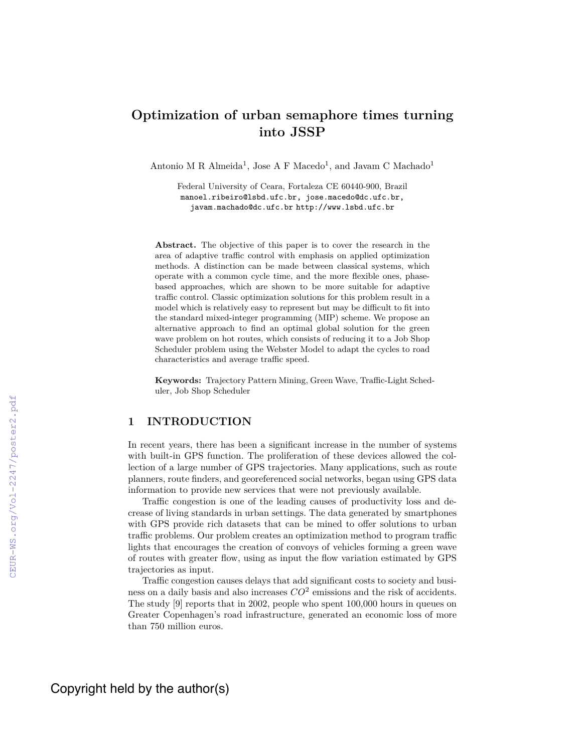# Optimization of urban semaphore times turning into JSSP

Antonio M R Almeida[1], Jose A F Macedo[1], and Javam C Machado[1]

Federal University of Ceara, Fortaleza CE 60440-900, Brazil
manoel.ribeiro@lsbd.ufc.br, jose.macedo@dc.ufc.br, javam.machado@dc.ufc.br http://www.lsbd.ufc.br

**Abstract.** The objective of this paper is to cover the research in the area of adaptive traffic control with emphasis on applied optimization methods. A distinction can be made between classical systems, which operate with a common cycle time, and the more flexible ones, phase-based approaches, which are shown to be more suitable for adaptive traffic control. Classic optimization solutions for this problem result in a model which is relatively easy to represent but may be difficult to fit into the standard mixed-integer programming (MIP) scheme. We propose an alternative approach to find an optimal global solution for the green wave problem on hot routes, which consists of reducing it to a Job Shop Scheduler problem using the Webster Model to adapt the cycles to road characteristics and average traffic speed.

**Keywords:** Trajectory Pattern Mining, Green Wave, Traffic-Light Scheduler, Job Shop Scheduler

## 1 INTRODUCTION

In recent years, there has been a significant increase in the number of systems with built-in GPS function. The proliferation of these devices allowed the collection of a large number of GPS trajectories. Many applications, such as route planners, route finders, and georeferenced social networks, began using GPS data information to provide new services that were not previously available.

Traffic congestion is one of the leading causes of productivity loss and decrease of living standards in urban settings. The data generated by smartphones with GPS provide rich datasets that can be mined to offer solutions to urban traffic problems. Our problem creates an optimization method to program traffic lights that encourages the creation of convoys of vehicles forming a green wave of routes with greater flow, using as input the flow variation estimated by GPS trajectories as input.

Traffic congestion causes delays that add significant costs to society and business on a daily basis and also increases $CO^2$ emissions and the risk of accidents. The study [9] reports that in 2002, people who spent 100,000 hours in queues on Greater Copenhagen's road infrastructure, generated an economic loss of more than 750 million euros.

Copyright held by the author(s)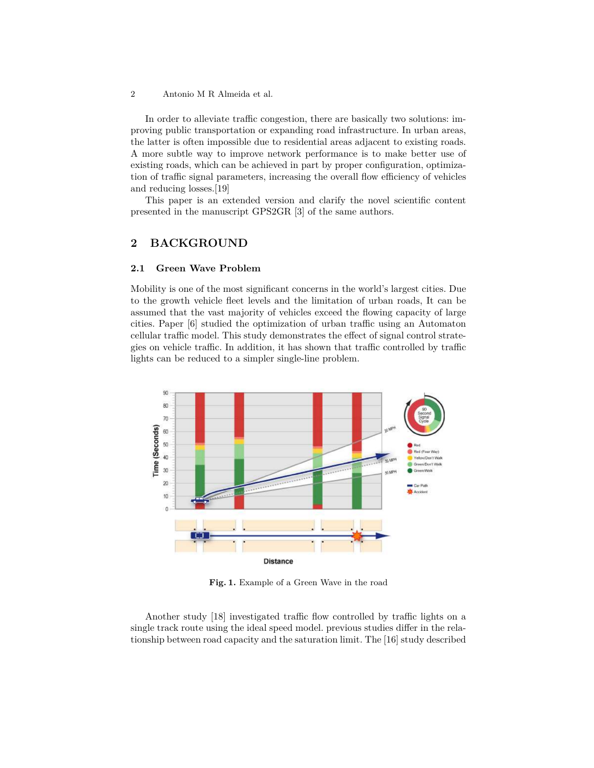In order to alleviate traffic congestion, there are basically two solutions: improving public transportation or expanding road infrastructure. In urban areas, the latter is often impossible due to residential areas adjacent to existing roads. A more subtle way to improve network performance is to make better use of existing roads, which can be achieved in part by proper configuration, optimization of traffic signal parameters, increasing the overall flow efficiency of vehicles and reducing losses.[19]

This paper is an extended version and clarify the novel scientific content presented in the manuscript GPS2GR [3] of the same authors.

## 2 BACKGROUND

### 2.1 Green Wave Problem

Mobility is one of the most significant concerns in the world's largest cities. Due to the growth vehicle fleet levels and the limitation of urban roads, It can be assumed that the vast majority of vehicles exceed the flowing capacity of large cities. Paper [6] studied the optimization of urban traffic using an Automaton cellular traffic model. This study demonstrates the effect of signal control strategies on vehicle traffic. In addition, it has shown that traffic controlled by traffic lights can be reduced to a simpler single-line problem.

Fig. 1. Example of a Green Wave in the road

Another study [18] investigated traffic flow controlled by traffic lights on a single track route using the ideal speed model. previous studies differ in the relationship between road capacity and the saturation limit. The [16] study described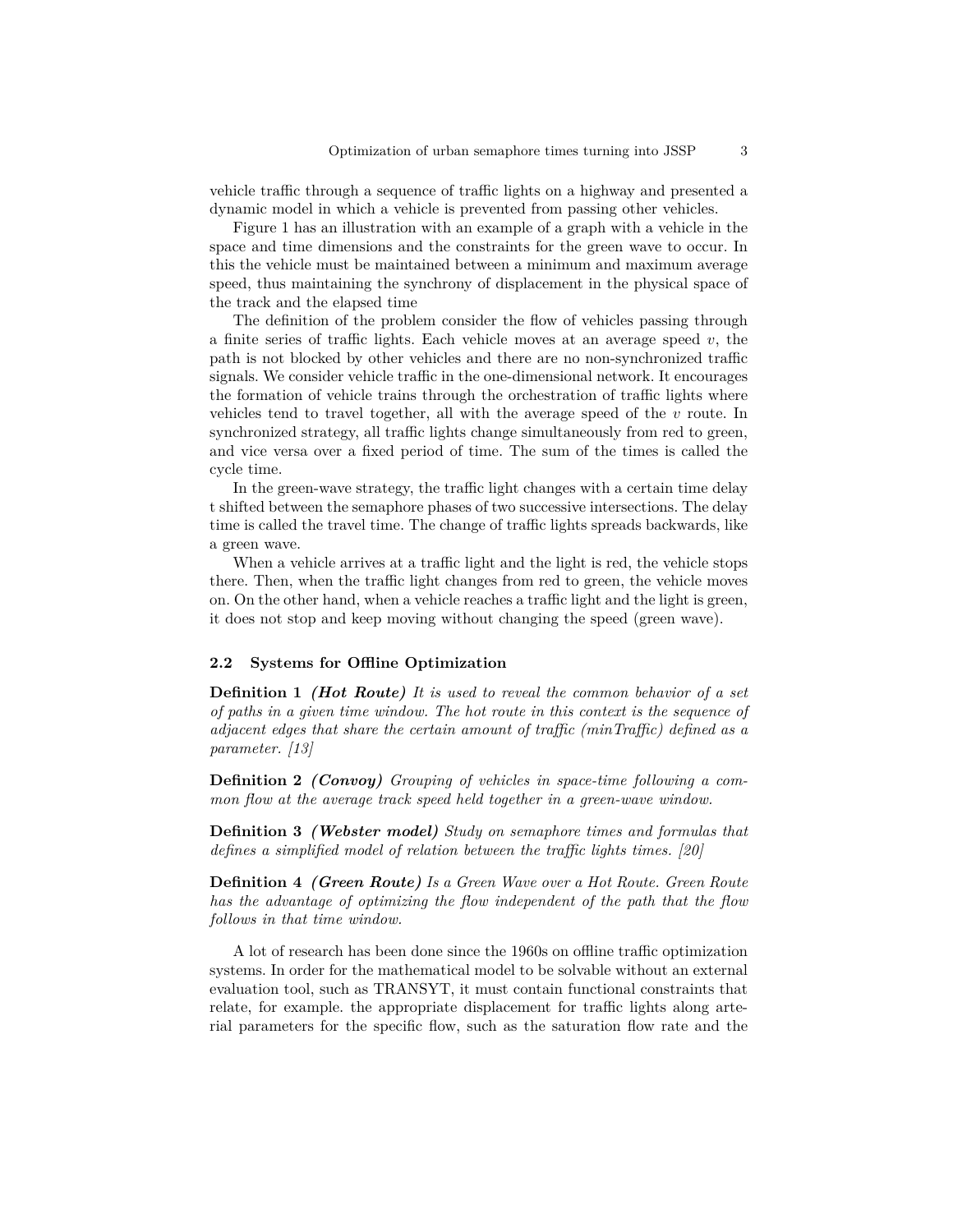vehicle traffic through a sequence of traffic lights on a highway and presented a dynamic model in which a vehicle is prevented from passing other vehicles.

Figure 1 has an illustration with an example of a graph with a vehicle in the space and time dimensions and the constraints for the green wave to occur. In this the vehicle must be maintained between a minimum and maximum average speed, thus maintaining the synchrony of displacement in the physical space of the track and the elapsed time

The definition of the problem consider the flow of vehicles passing through a finite series of traffic lights. Each vehicle moves at an average speed $v$, the path is not blocked by other vehicles and there are no non-synchronized traffic signals. We consider vehicle traffic in the one-dimensional network. It encourages the formation of vehicle trains through the orchestration of traffic lights where vehicles tend to travel together, all with the average speed of the $v$ route. In synchronized strategy, all traffic lights change simultaneously from red to green, and vice versa over a fixed period of time. The sum of the times is called the cycle time.

In the green-wave strategy, the traffic light changes with a certain time delay t shifted between the semaphore phases of two successive intersections. The delay time is called the travel time. The change of traffic lights spreads backwards, like a green wave.

When a vehicle arrives at a traffic light and the light is red, the vehicle stops there. Then, when the traffic light changes from red to green, the vehicle moves on. On the other hand, when a vehicle reaches a traffic light and the light is green, it does not stop and keep moving without changing the speed (green wave).

### 2.2 Systems for Offline Optimization

**Definition 1** ***(Hot Route)*** *It is used to reveal the common behavior of a set of paths in a given time window. The hot route in this context is the sequence of adjacent edges that share the certain amount of traffic (minTraffic) defined as a parameter. [13]*

**Definition 2** ***(Convoy)*** *Grouping of vehicles in space-time following a common flow at the average track speed held together in a green-wave window.*

**Definition 3** ***(Webster model)*** *Study on semaphore times and formulas that defines a simplified model of relation between the traffic lights times. [20]*

**Definition 4** ***(Green Route)*** *Is a Green Wave over a Hot Route. Green Route has the advantage of optimizing the flow independent of the path that the flow follows in that time window.*

A lot of research has been done since the 1960s on offline traffic optimization systems. In order for the mathematical model to be solvable without an external evaluation tool, such as TRANSYT, it must contain functional constraints that relate, for example. the appropriate displacement for traffic lights along arterial parameters for the specific flow, such as the saturation flow rate and the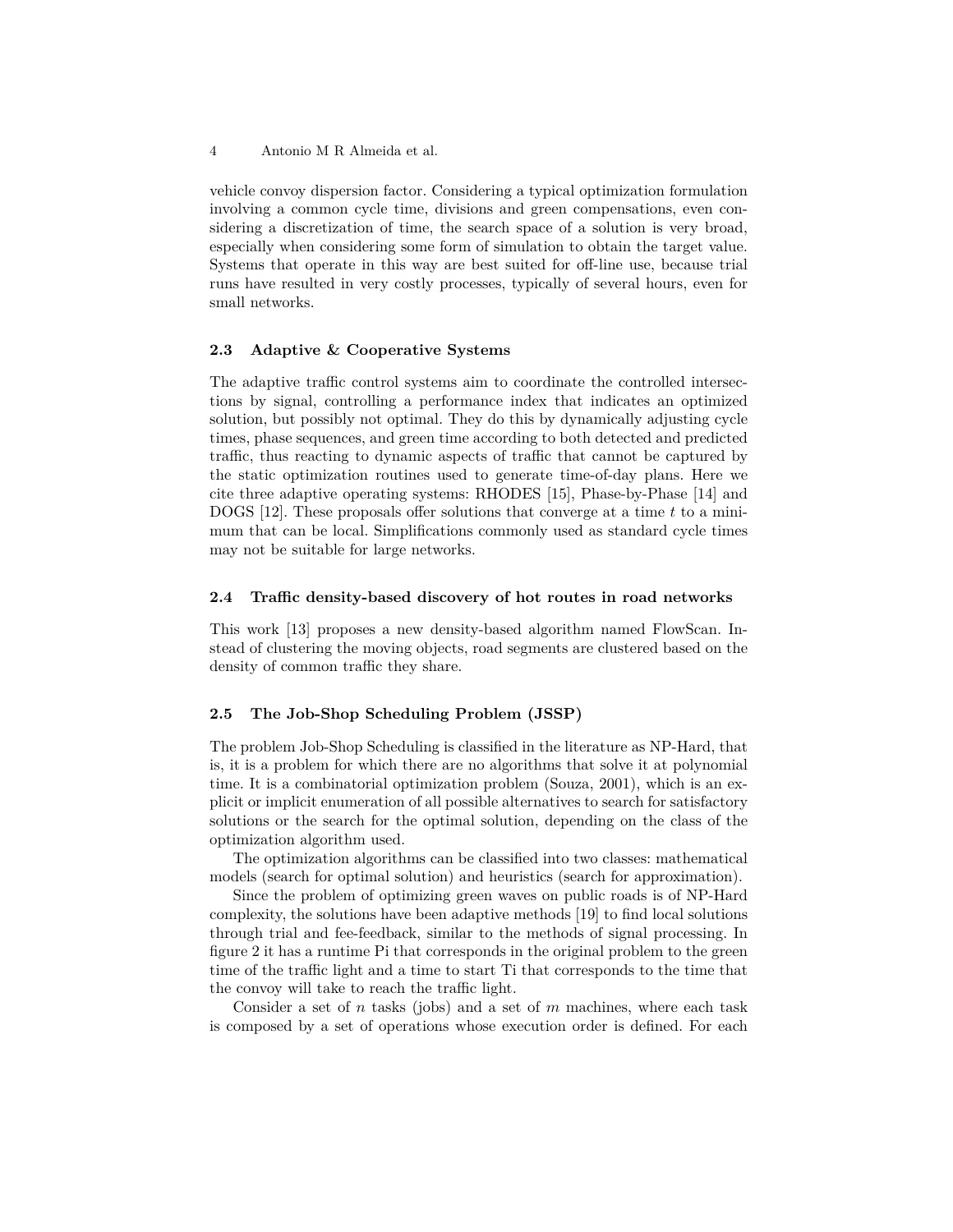vehicle convoy dispersion factor. Considering a typical optimization formulation involving a common cycle time, divisions and green compensations, even considering a discretization of time, the search space of a solution is very broad, especially when considering some form of simulation to obtain the target value. Systems that operate in this way are best suited for off-line use, because trial runs have resulted in very costly processes, typically of several hours, even for small networks.

### 2.3 Adaptive & Cooperative Systems

The adaptive traffic control systems aim to coordinate the controlled intersections by signal, controlling a performance index that indicates an optimized solution, but possibly not optimal. They do this by dynamically adjusting cycle times, phase sequences, and green time according to both detected and predicted traffic, thus reacting to dynamic aspects of traffic that cannot be captured by the static optimization routines used to generate time-of-day plans. Here we cite three adaptive operating systems: RHODES [15], Phase-by-Phase [14] and DOGS [12]. These proposals offer solutions that converge at a time $t$ to a minimum that can be local. Simplifications commonly used as standard cycle times may not be suitable for large networks.

### 2.4 Traffic density-based discovery of hot routes in road networks

This work [13] proposes a new density-based algorithm named FlowScan. Instead of clustering the moving objects, road segments are clustered based on the density of common traffic they share.

### 2.5 The Job-Shop Scheduling Problem (JSSP)

The problem Job-Shop Scheduling is classified in the literature as NP-Hard, that is, it is a problem for which there are no algorithms that solve it at polynomial time. It is a combinatorial optimization problem (Souza, 2001), which is an explicit or implicit enumeration of all possible alternatives to search for satisfactory solutions or the search for the optimal solution, depending on the class of the optimization algorithm used.

The optimization algorithms can be classified into two classes: mathematical models (search for optimal solution) and heuristics (search for approximation).

Since the problem of optimizing green waves on public roads is of NP-Hard complexity, the solutions have been adaptive methods [19] to find local solutions through trial and fee-feedback, similar to the methods of signal processing. In figure 2 it has a runtime Pi that corresponds in the original problem to the green time of the traffic light and a time to start Ti that corresponds to the time that the convoy will take to reach the traffic light.

Consider a set of $n$ tasks (jobs) and a set of $m$ machines, where each task is composed by a set of operations whose execution order is defined. For each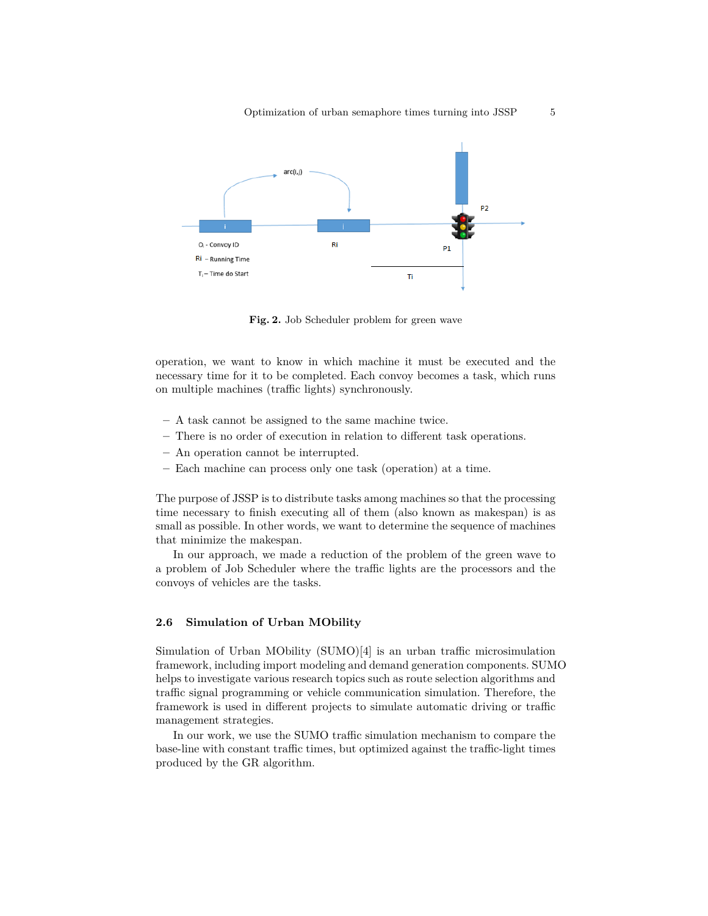Fig. 2. Job Scheduler problem for green wave

operation, we want to know in which machine it must be executed and the necessary time for it to be completed. Each convoy becomes a task, which runs on multiple machines (traffic lights) synchronously.

- A task cannot be assigned to the same machine twice.
- There is no order of execution in relation to different task operations.
- An operation cannot be interrupted.
- Each machine can process only one task (operation) at a time.

The purpose of JSSP is to distribute tasks among machines so that the processing time necessary to finish executing all of them (also known as makespan) is as small as possible. In other words, we want to determine the sequence of machines that minimize the makespan.

In our approach, we made a reduction of the problem of the green wave to a problem of Job Scheduler where the traffic lights are the processors and the convoys of vehicles are the tasks.

### 2.6 Simulation of Urban MObility

Simulation of Urban MObility (SUMO)[4] is an urban traffic microsimulation framework, including import modeling and demand generation components. SUMO helps to investigate various research topics such as route selection algorithms and traffic signal programming or vehicle communication simulation. Therefore, the framework is used in different projects to simulate automatic driving or traffic management strategies.

In our work, we use the SUMO traffic simulation mechanism to compare the base-line with constant traffic times, but optimized against the traffic-light times produced by the GR algorithm.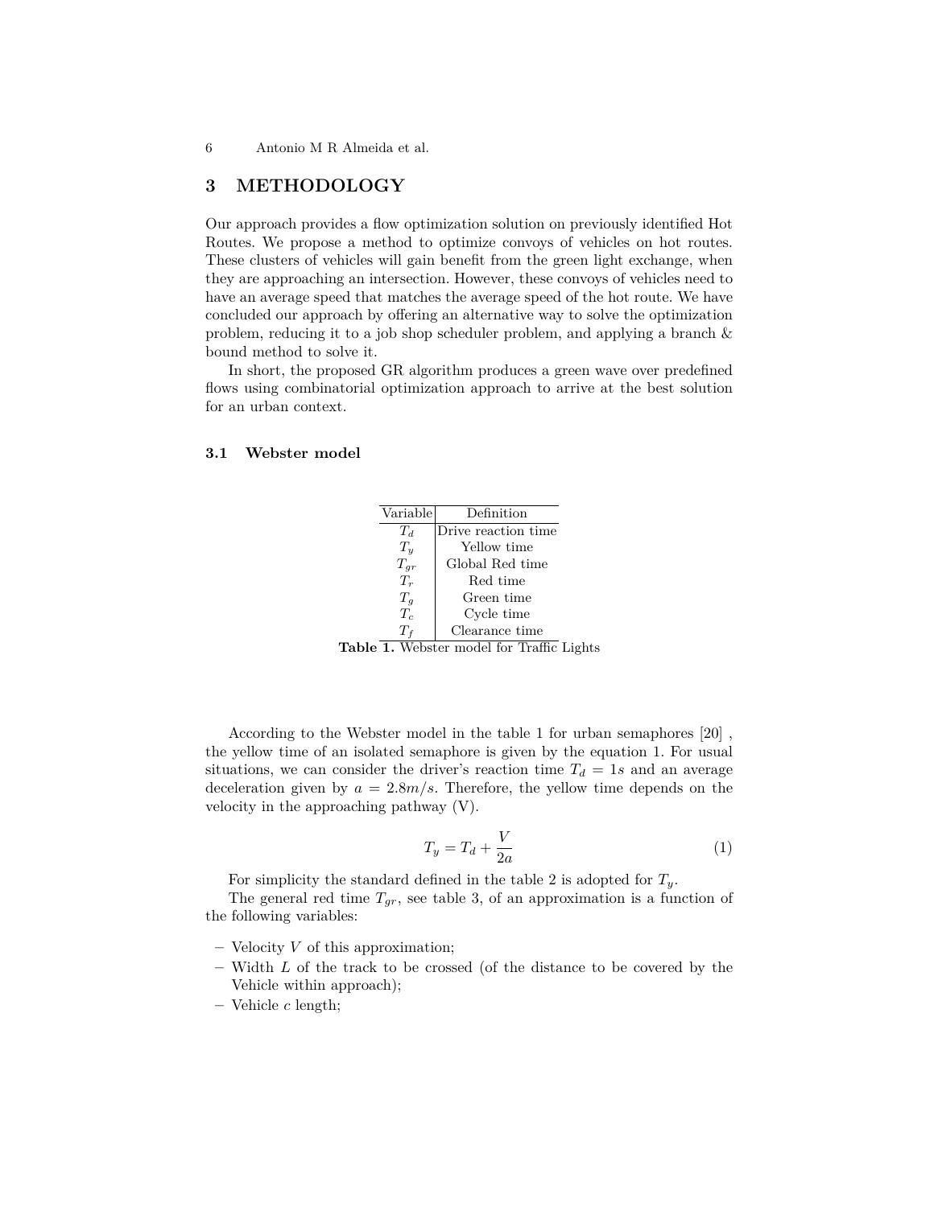## 3 METHODOLOGY

Our approach provides a flow optimization solution on previously identified Hot Routes. We propose a method to optimize convoys of vehicles on hot routes. These clusters of vehicles will gain benefit from the green light exchange, when they are approaching an intersection. However, these convoys of vehicles need to have an average speed that matches the average speed of the hot route. We have concluded our approach by offering an alternative way to solve the optimization problem, reducing it to a job shop scheduler problem, and applying a branch & bound method to solve it.

In short, the proposed GR algorithm produces a green wave over predefined flows using combinatorial optimization approach to arrive at the best solution for an urban context.

### 3.1 Webster model

| Variable | Definition |
|---|---|
| $T_d$ | Drive reaction time |
| $T_y$ | Yellow time |
| $T_{gr}$ | Global Red time |
| $T_r$ | Red time |
| $T_g$ | Green time |
| $T_c$ | Cycle time |
| $T_f$ | Clearance time |

**Table 1.** Webster model for Traffic Lights

According to the Webster model in the table 1 for urban semaphores [20] , the yellow time of an isolated semaphore is given by the equation 1. For usual situations, we can consider the driver's reaction time $T_d = 1s$ and an average deceleration given by $a = 2.8m/s$. Therefore, the yellow time depends on the velocity in the approaching pathway (V).

$$T_y = T_d + \frac{V}{2a} \tag{1}$$

For simplicity the standard defined in the table 2 is adopted for $T_y$.

The general red time $T_{gr}$, see table 3, of an approximation is a function of the following variables:

- Velocity $V$ of this approximation;
- Width $L$ of the track to be crossed (of the distance to be covered by the Vehicle within approach);
- Vehicle $c$ length;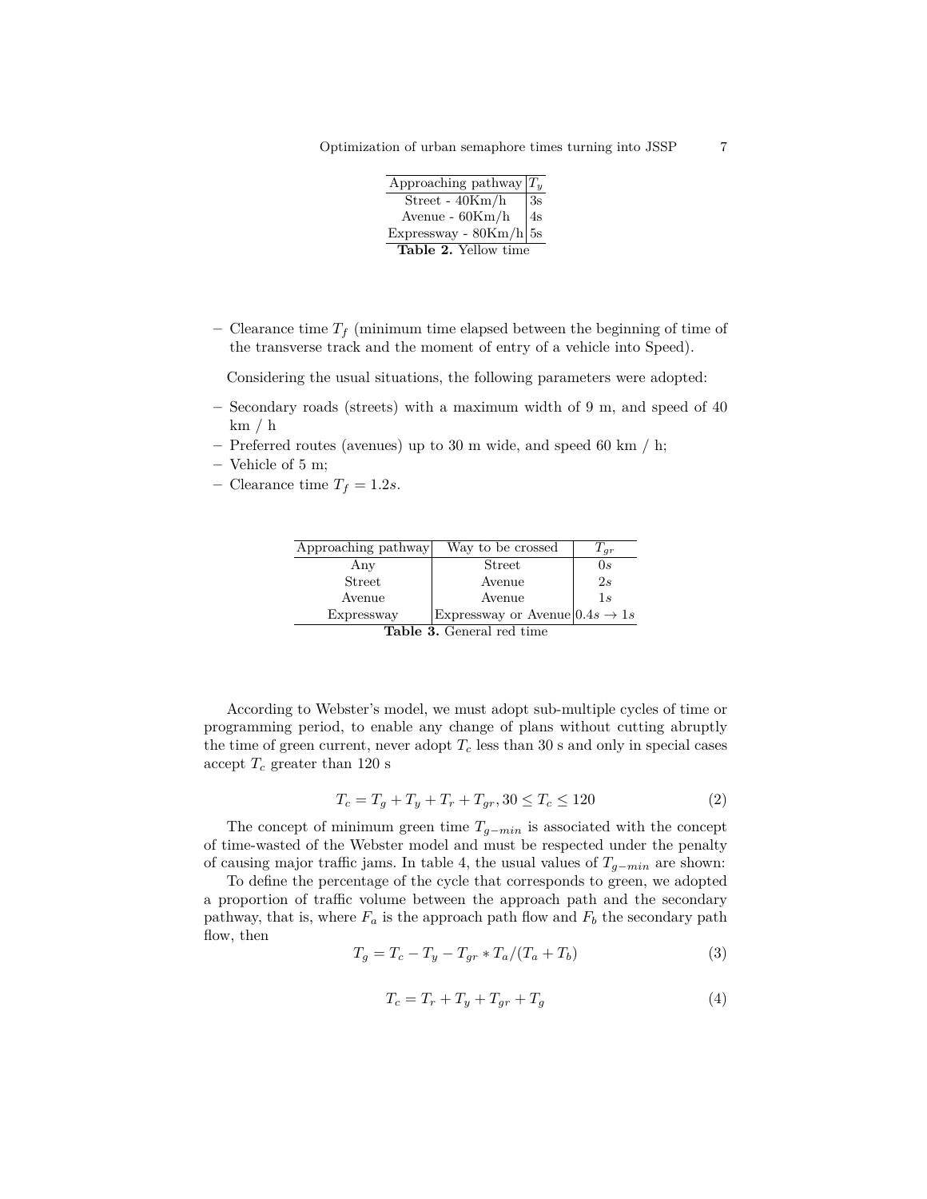| Approaching pathway | $T_y$ |
|---|---|
| Street - 40Km/h | 3s |
| Avenue - 60Km/h | 4s |
| Expressway - 80Km/h | 5s |

**Table 2.** Yellow time

- Clearance time $T_f$ (minimum time elapsed between the beginning of time of the transverse track and the moment of entry of a vehicle into Speed).

Considering the usual situations, the following parameters were adopted:

- Secondary roads (streets) with a maximum width of 9 m, and speed of 40 km / h
- Preferred routes (avenues) up to 30 m wide, and speed 60 km / h;
- Vehicle of 5 m;
- Clearance time $T_f = 1.2s$.

| Approaching pathway | Way to be crossed | $T_{gr}$ |
|---|---|---|
| Any | Street | $0s$ |
| Street | Avenue | $2s$ |
| Avenue | Avenue | $1s$ |
| Expressway | Expressway or Avenue | $0.4s \rightarrow 1s$ |

**Table 3.** General red time

According to Webster's model, we must adopt sub-multiple cycles of time or programming period, to enable any change of plans without cutting abruptly the time of green current, never adopt $T_c$ less than 30 s and only in special cases accept $T_c$ greater than 120 s

$$T_c = T_g + T_y + T_r + T_{gr}, 30 \leq T_c \leq 120 \tag{2}$$

The concept of minimum green time $T_{g-min}$ is associated with the concept of time-wasted of the Webster model and must be respected under the penalty of causing major traffic jams. In table 4, the usual values of $T_{g-min}$ are shown:

To define the percentage of the cycle that corresponds to green, we adopted a proportion of traffic volume between the approach path and the secondary pathway, that is, where $F_a$ is the approach path flow and $F_b$ the secondary path flow, then

$$T_g = T_c - T_y - T_{gr} * T_a/(T_a + T_b) \tag{3}$$

$$T_c = T_r + T_y + T_{gr} + T_g \tag{4}$$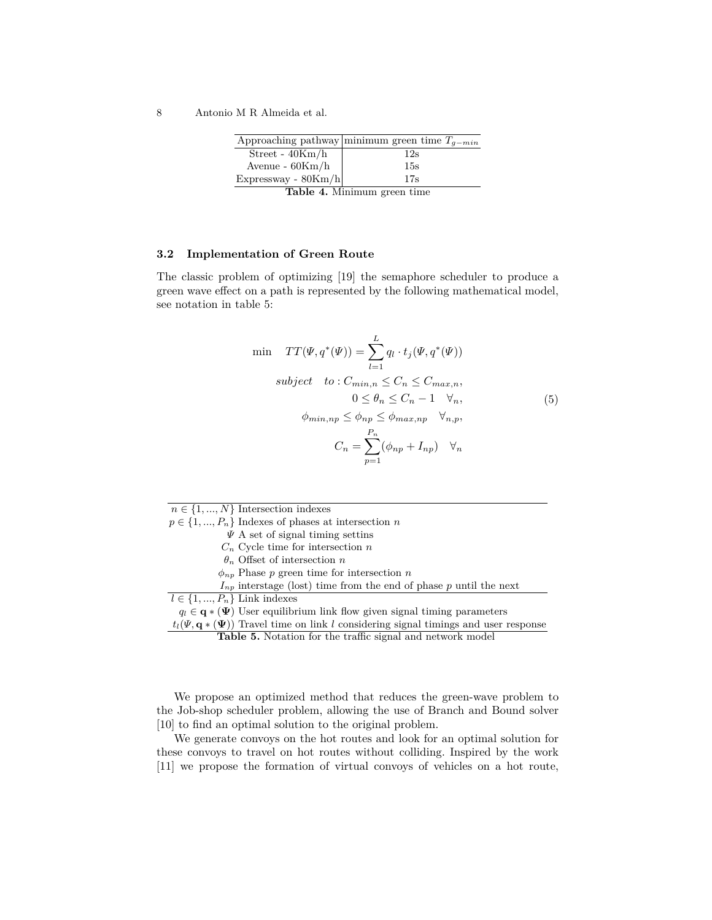| Approaching pathway | minimum green time $T_{g-min}$ |
|---|---|
| Street - 40Km/h | 12s |
| Avenue - 60Km/h | 15s |
| Expressway - 80Km/h | 17s |

**Table 4.** Minimum green time

### 3.2 Implementation of Green Route

The classic problem of optimizing [19] the semaphore scheduler to produce a green wave effect on a path is represented by the following mathematical model, see notation in table 5:

$$
\begin{aligned}
\min \quad TT(\Psi, q^*(\Psi)) &= \sum_{l=1}^{L} q_l \cdot t_j(\Psi, q^*(\Psi)) \\
subject \quad to: C_{min,n} &\leq C_n \leq C_{max,n}, \\
0 \leq \theta_n &\leq C_n - 1 \quad \forall_n, \\
\phi_{min,np} \leq \phi_{np} &\leq \phi_{max,np} \quad \forall_{n,p}, \\
C_n &= \sum_{p=1}^{P_n} (\phi_{np} + I_{np}) \quad \forall_n
\end{aligned}
\tag{5}
$$

| | |
|---|---|
| $n \in \{1, ..., N\}$ | Intersection indexes |
| $p \in \{1, ..., P_n\}$ | Indexes of phases at intersection $n$ |
| $\Psi$ | A set of signal timing settins |
| $C_n$ | Cycle time for intersection $n$ |
| $\theta_n$ | Offset of intersection $n$ |
| $\phi_{np}$ | Phase $p$ green time for intersection $n$ |
| $I_{np}$ | interstage (lost) time from the end of phase $p$ until the next |
| $l \in \{1, ..., P_n\}$ | Link indexes |
| $q_l \in \mathbf{q} * (\mathbf{\Psi})$ | User equilibrium link flow given signal timing parameters |
| $t_l(\Psi, \mathbf{q} * (\mathbf{\Psi}))$ | Travel time on link $l$ considering signal timings and user response |

**Table 5.** Notation for the traffic signal and network model

We propose an optimized method that reduces the green-wave problem to the Job-shop scheduler problem, allowing the use of Branch and Bound solver [10] to find an optimal solution to the original problem.

We generate convoys on the hot routes and look for an optimal solution for these convoys to travel on hot routes without colliding. Inspired by the work [11] we propose the formation of virtual convoys of vehicles on a hot route,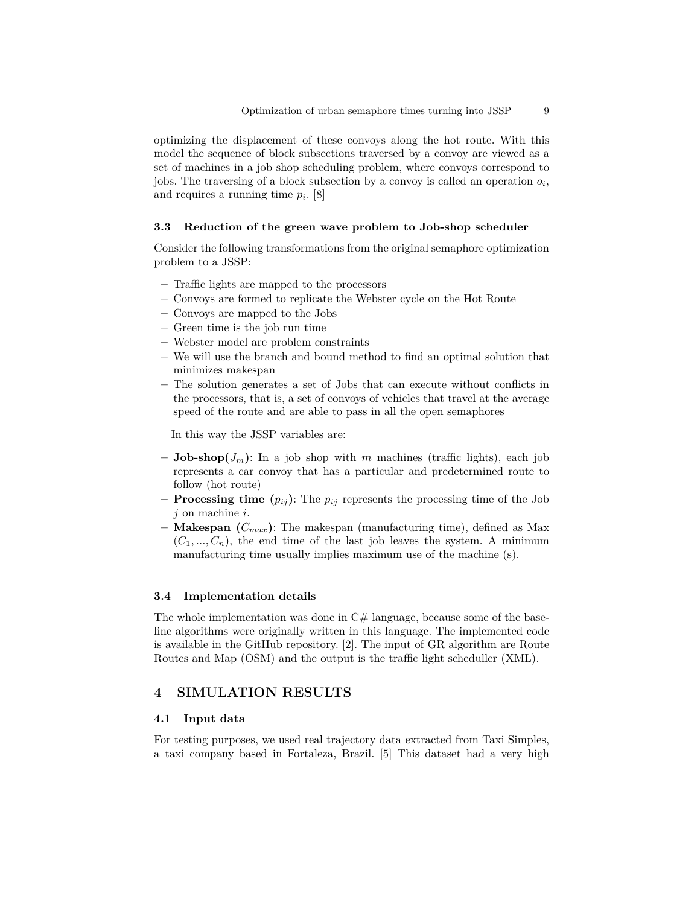optimizing the displacement of these convoys along the hot route. With this model the sequence of block subsections traversed by a convoy are viewed as a set of machines in a job shop scheduling problem, where convoys correspond to jobs. The traversing of a block subsection by a convoy is called an operation $o_i$, and requires a running time $p_i$. [8]

### 3.3 Reduction of the green wave problem to Job-shop scheduler

Consider the following transformations from the original semaphore optimization problem to a JSSP:

- Traffic lights are mapped to the processors
- Convoys are formed to replicate the Webster cycle on the Hot Route
- Convoys are mapped to the Jobs
- Green time is the job run time
- Webster model are problem constraints
- We will use the branch and bound method to find an optimal solution that minimizes makespan
- The solution generates a set of Jobs that can execute without conflicts in the processors, that is, a set of convoys of vehicles that travel at the average speed of the route and are able to pass in all the open semaphores

In this way the JSSP variables are:

- **Job-shop($J_m$)**: In a job shop with $m$ machines (traffic lights), each job represents a car convoy that has a particular and predetermined route to follow (hot route)
- **Processing time ($p_{ij}$)**: The $p_{ij}$ represents the processing time of the Job $j$ on machine $i$.
- **Makespan ($C_{max}$)**: The makespan (manufacturing time), defined as Max $(C_1, ..., C_n)$, the end time of the last job leaves the system. A minimum manufacturing time usually implies maximum use of the machine (s).

### 3.4 Implementation details

The whole implementation was done in C# language, because some of the baseline algorithms were originally written in this language. The implemented code is available in the GitHub repository. [2]. The input of GR algorithm are Route Routes and Map (OSM) and the output is the traffic light scheduller (XML).

## 4 SIMULATION RESULTS

### 4.1 Input data

For testing purposes, we used real trajectory data extracted from Taxi Simples, a taxi company based in Fortaleza, Brazil. [5] This dataset had a very high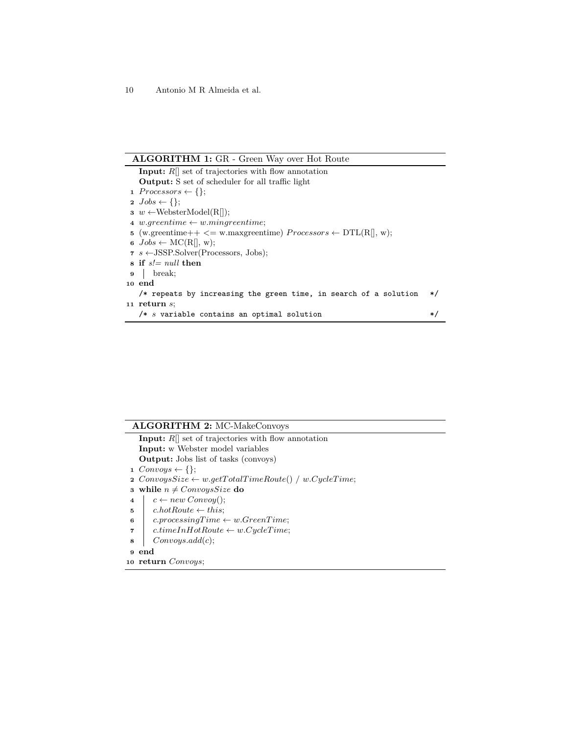**ALGORITHM 1:** GR - Green Way over Hot Route

```
    Input: R[] set of trajectories with flow annotation
    Output: S set of scheduler for all traffic light
 1  Processors ← {};
 2  Jobs ← {};
 3  w ←WebsterModel(R[]);
 4  w.greentime ← w.mingreentime;
 5  (w.greentime++ <= w.maxgreentime) Processors ← DTL(R[], w);
 6  Jobs ← MC(R[], w);
 7  s ←JSSP.Solver(Processors, Jobs);
 8  if s!= null then
 9  |   break;
10  end
    /* repeats by increasing the green time, in search of a solution   */
11  return s;
    /* s variable contains an optimal solution                         */
```

**ALGORITHM 2:** MC-MakeConvoys

```
    Input: R[] set of trajectories with flow annotation
    Input: w Webster model variables
    Output: Jobs list of tasks (convoys)
 1  Convoys ← {};
 2  ConvoysSize ← w.getTotalTimeRoute() / w.CycleTime;
 3  while n ≠ ConvoysSize do
 4  |   c ← new Convoy();
 5  |   c.hotRoute ← this;
 6  |   c.processingTime ← w.GreenTime;
 7  |   c.timeInHotRoute ← w.CycleTime;
 8  |   Convoys.add(c);
 9  end
10  return Convoys;
```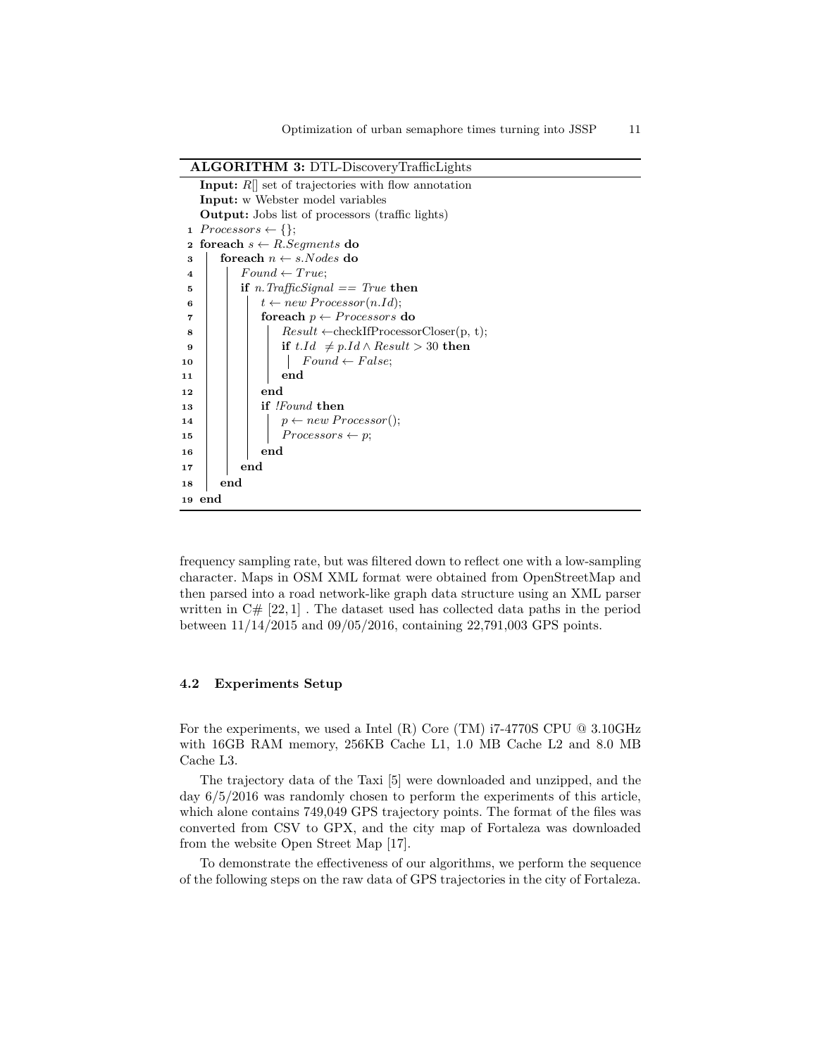**ALGORITHM 3:** DTL-DiscoveryTrafficLights

```
   Input: R[] set of trajectories with flow annotation
   Input: w Webster model variables
   Output: Jobs list of processors (traffic lights)
 1 Processors ← {};
 2 foreach s ← R.Segments do
 3     foreach n ← s.Nodes do
 4         Found ← True;
 5         if n.TrafficSignal == True then
 6             t ← new Processor(n.Id);
 7             foreach p ← Processors do
 8                 Result ←checkIfProcessorCloser(p, t);
 9                 if t.Id ≠ p.Id ∧ Result > 30 then
10                     Found ← False;
11                 end
12             end
13             if !Found then
14                 p ← new Processor();
15                 Processors ← p;
16             end
17         end
18     end
19 end
```

frequency sampling rate, but was filtered down to reflect one with a low-sampling character. Maps in OSM XML format were obtained from OpenStreetMap and then parsed into a road network-like graph data structure using an XML parser written in C# [22, 1] . The dataset used has collected data paths in the period between 11/14/2015 and 09/05/2016, containing 22,791,003 GPS points.

### 4.2 Experiments Setup

For the experiments, we used a Intel (R) Core (TM) i7-4770S CPU @ 3.10GHz with 16GB RAM memory, 256KB Cache L1, 1.0 MB Cache L2 and 8.0 MB Cache L3.

The trajectory data of the Taxi [5] were downloaded and unzipped, and the day 6/5/2016 was randomly chosen to perform the experiments of this article, which alone contains 749,049 GPS trajectory points. The format of the files was converted from CSV to GPX, and the city map of Fortaleza was downloaded from the website Open Street Map [17].

To demonstrate the effectiveness of our algorithms, we perform the sequence of the following steps on the raw data of GPS trajectories in the city of Fortaleza.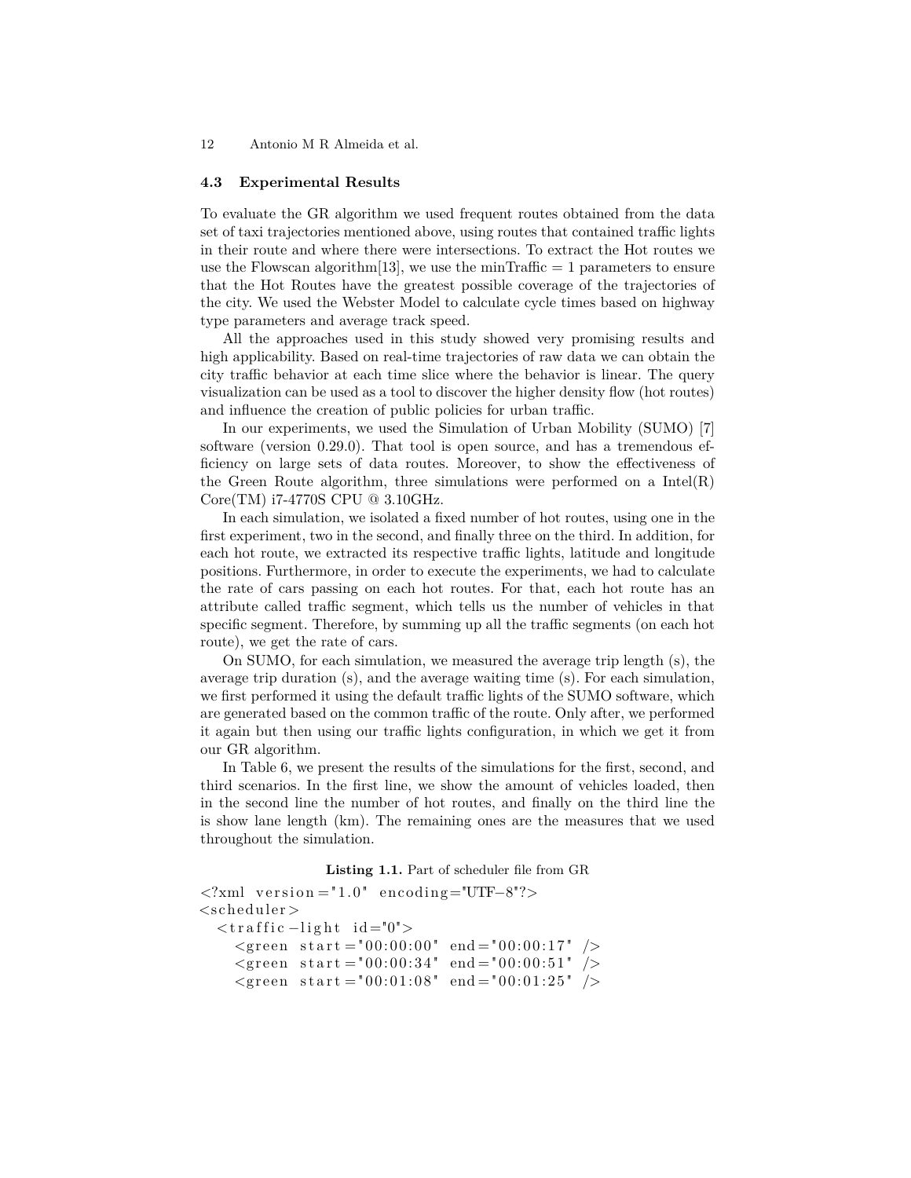### 4.3 Experimental Results

To evaluate the GR algorithm we used frequent routes obtained from the data set of taxi trajectories mentioned above, using routes that contained traffic lights in their route and where there were intersections. To extract the Hot routes we use the Flowscan algorithm[13], we use the minTraffic = 1 parameters to ensure that the Hot Routes have the greatest possible coverage of the trajectories of the city. We used the Webster Model to calculate cycle times based on highway type parameters and average track speed.

All the approaches used in this study showed very promising results and high applicability. Based on real-time trajectories of raw data we can obtain the city traffic behavior at each time slice where the behavior is linear. The query visualization can be used as a tool to discover the higher density flow (hot routes) and influence the creation of public policies for urban traffic.

In our experiments, we used the Simulation of Urban Mobility (SUMO) [7] software (version 0.29.0). That tool is open source, and has a tremendous efficiency on large sets of data routes. Moreover, to show the effectiveness of the Green Route algorithm, three simulations were performed on a Intel(R) Core(TM) i7-4770S CPU @ 3.10GHz.

In each simulation, we isolated a fixed number of hot routes, using one in the first experiment, two in the second, and finally three on the third. In addition, for each hot route, we extracted its respective traffic lights, latitude and longitude positions. Furthermore, in order to execute the experiments, we had to calculate the rate of cars passing on each hot routes. For that, each hot route has an attribute called traffic segment, which tells us the number of vehicles in that specific segment. Therefore, by summing up all the traffic segments (on each hot route), we get the rate of cars.

On SUMO, for each simulation, we measured the average trip length (s), the average trip duration (s), and the average waiting time (s). For each simulation, we first performed it using the default traffic lights of the SUMO software, which are generated based on the common traffic of the route. Only after, we performed it again but then using our traffic lights configuration, in which we get it from our GR algorithm.

In Table 6, we present the results of the simulations for the first, second, and third scenarios. In the first line, we show the amount of vehicles loaded, then in the second line the number of hot routes, and finally on the third line the is show lane length (km). The remaining ones are the measures that we used throughout the simulation.

**Listing 1.1.** Part of scheduler file from GR

```
<?xml version="1.0" encoding="UTF-8"?>
<scheduler>
  <traffic-light id="0">
    <green start="00:00:00" end="00:00:17" />
    <green start="00:00:34" end="00:00:51" />
    <green start="00:01:08" end="00:01:25" />
```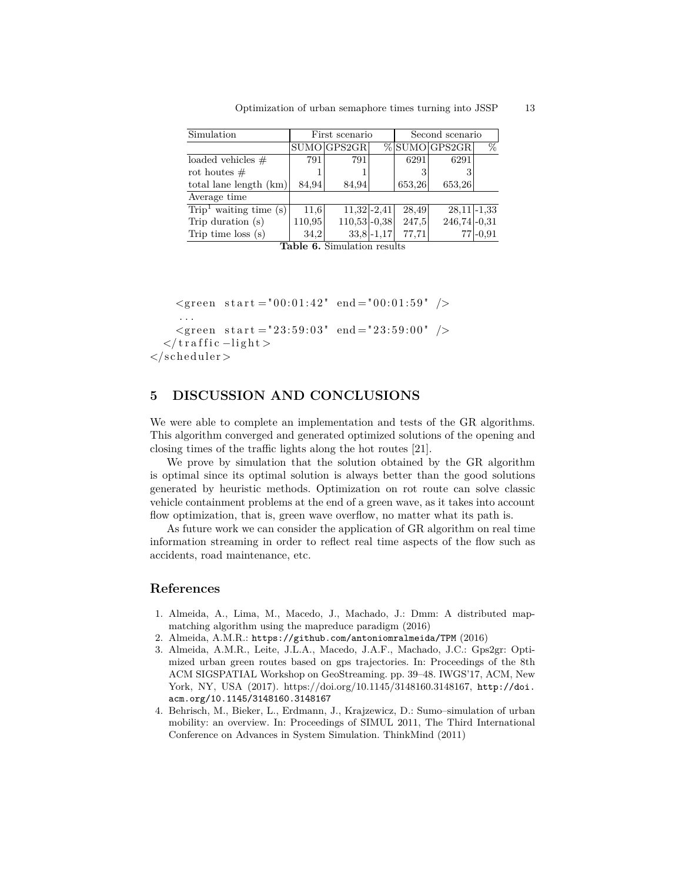| Simulation | First scenario | | | Second scenario | | |
|---|---|---|---|---|---|---|
| | SUMO | GPS2GR | % | SUMO | GPS2GR | % |
| loaded vehicles # | 791 | 791 | | 6291 | 6291 | |
| rot houtes # | 1 | 1 | | 3 | 3 | |
| total lane length (km) | 84,94 | 84,94 | | 653,26 | 653,26 | |
| Average time | | | | | | |
| Trip[1] waiting time (s) | 11,6 | 11,32 | -2,41 | 28,49 | 28,11 | -1,33 |
| Trip duration (s) | 110,95 | 110,53 | -0,38 | 247,5 | 246,74 | -0,31 |
| Trip time loss (s) | 34,2 | 33,8 | -1,17 | 77,71 | 77 | -0,91 |

**Table 6.** Simulation results

```
    <green start="00:01:42" end="00:01:59" />
    ...
    <green start="23:59:03" end="23:59:00" />
  </traffic-light>
</scheduler>
```

## 5 DISCUSSION AND CONCLUSIONS

We were able to complete an implementation and tests of the GR algorithms. This algorithm converged and generated optimized solutions of the opening and closing times of the traffic lights along the hot routes [21].

We prove by simulation that the solution obtained by the GR algorithm is optimal since its optimal solution is always better than the good solutions generated by heuristic methods. Optimization on rot route can solve classic vehicle containment problems at the end of a green wave, as it takes into account flow optimization, that is, green wave overflow, no matter what its path is.

As future work we can consider the application of GR algorithm on real time information streaming in order to reflect real time aspects of the flow such as accidents, road maintenance, etc.

## References

1. Almeida, A., Lima, M., Macedo, J., Machado, J.: Dmm: A distributed map-matching algorithm using the mapreduce paradigm (2016)
2. Almeida, A.M.R.: https://github.com/antoniomralmeida/TPM (2016)
3. Almeida, A.M.R., Leite, J.L.A., Macedo, J.A.F., Machado, J.C.: Gps2gr: Optimized urban green routes based on gps trajectories. In: Proceedings of the 8th ACM SIGSPATIAL Workshop on GeoStreaming. pp. 39–48. IWGS'17, ACM, New York, NY, USA (2017). https://doi.org/10.1145/3148160.3148167, http://doi.acm.org/10.1145/3148160.3148167
4. Behrisch, M., Bieker, L., Erdmann, J., Krajzewicz, D.: Sumo–simulation of urban mobility: an overview. In: Proceedings of SIMUL 2011, The Third International Conference on Advances in System Simulation. ThinkMind (2011)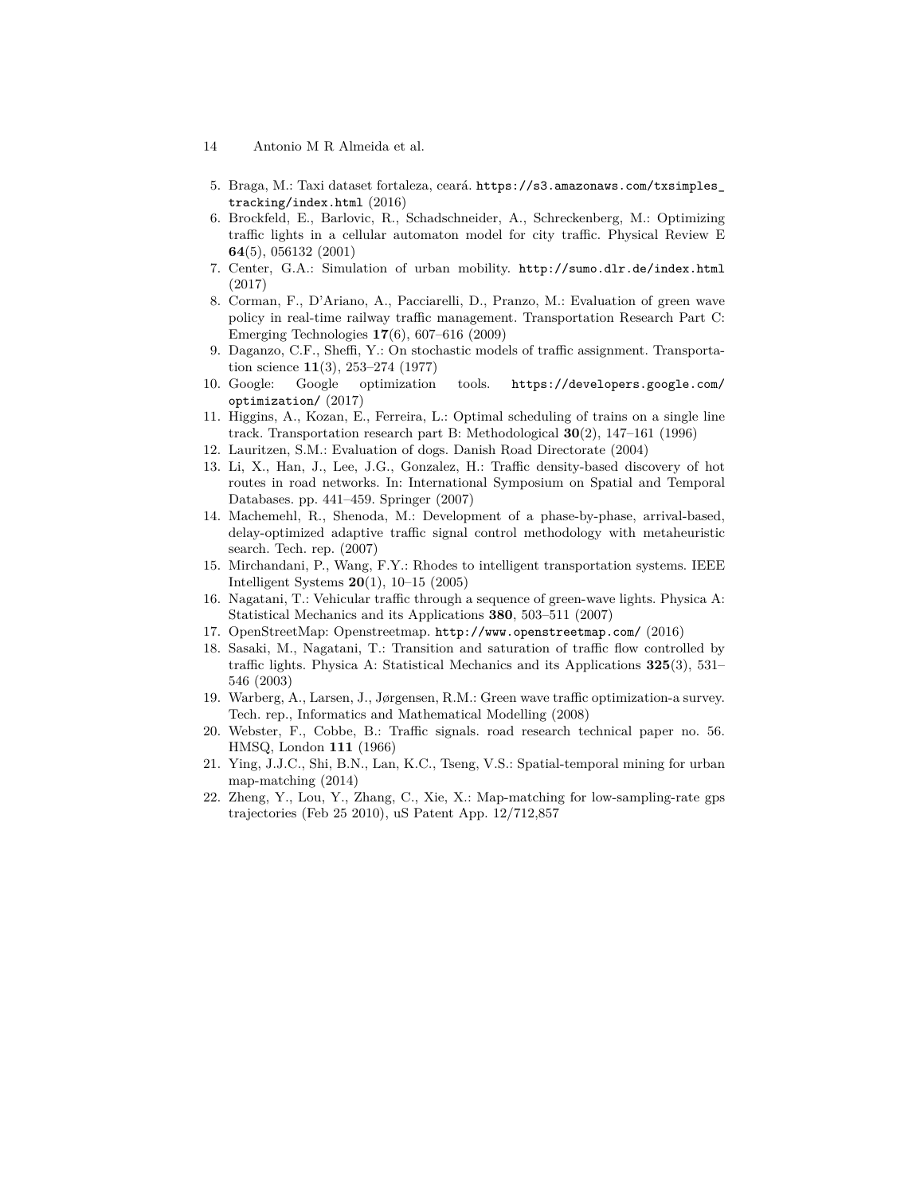5. Braga, M.: Taxi dataset fortaleza, ceará. https://s3.amazonaws.com/txsimples_tracking/index.html (2016)
6. Brockfeld, E., Barlovic, R., Schadschneider, A., Schreckenberg, M.: Optimizing traffic lights in a cellular automaton model for city traffic. Physical Review E **64**(5), 056132 (2001)
7. Center, G.A.: Simulation of urban mobility. http://sumo.dlr.de/index.html (2017)
8. Corman, F., D'Ariano, A., Pacciarelli, D., Pranzo, M.: Evaluation of green wave policy in real-time railway traffic management. Transportation Research Part C: Emerging Technologies **17**(6), 607–616 (2009)
9. Daganzo, C.F., Sheffi, Y.: On stochastic models of traffic assignment. Transportation science **11**(3), 253–274 (1977)
10. Google: Google optimization tools. https://developers.google.com/optimization/ (2017)
11. Higgins, A., Kozan, E., Ferreira, L.: Optimal scheduling of trains on a single line track. Transportation research part B: Methodological **30**(2), 147–161 (1996)
12. Lauritzen, S.M.: Evaluation of dogs. Danish Road Directorate (2004)
13. Li, X., Han, J., Lee, J.G., Gonzalez, H.: Traffic density-based discovery of hot routes in road networks. In: International Symposium on Spatial and Temporal Databases. pp. 441–459. Springer (2007)
14. Machemehl, R., Shenoda, M.: Development of a phase-by-phase, arrival-based, delay-optimized adaptive traffic signal control methodology with metaheuristic search. Tech. rep. (2007)
15. Mirchandani, P., Wang, F.Y.: Rhodes to intelligent transportation systems. IEEE Intelligent Systems **20**(1), 10–15 (2005)
16. Nagatani, T.: Vehicular traffic through a sequence of green-wave lights. Physica A: Statistical Mechanics and its Applications **380**, 503–511 (2007)
17. OpenStreetMap: Openstreetmap. http://www.openstreetmap.com/ (2016)
18. Sasaki, M., Nagatani, T.: Transition and saturation of traffic flow controlled by traffic lights. Physica A: Statistical Mechanics and its Applications **325**(3), 531–546 (2003)
19. Warberg, A., Larsen, J., Jørgensen, R.M.: Green wave traffic optimization-a survey. Tech. rep., Informatics and Mathematical Modelling (2008)
20. Webster, F., Cobbe, B.: Traffic signals. road research technical paper no. 56. HMSQ, London **111** (1966)
21. Ying, J.J.C., Shi, B.N., Lan, K.C., Tseng, V.S.: Spatial-temporal mining for urban map-matching (2014)
22. Zheng, Y., Lou, Y., Zhang, C., Xie, X.: Map-matching for low-sampling-rate gps trajectories (Feb 25 2010), uS Patent App. 12/712,857